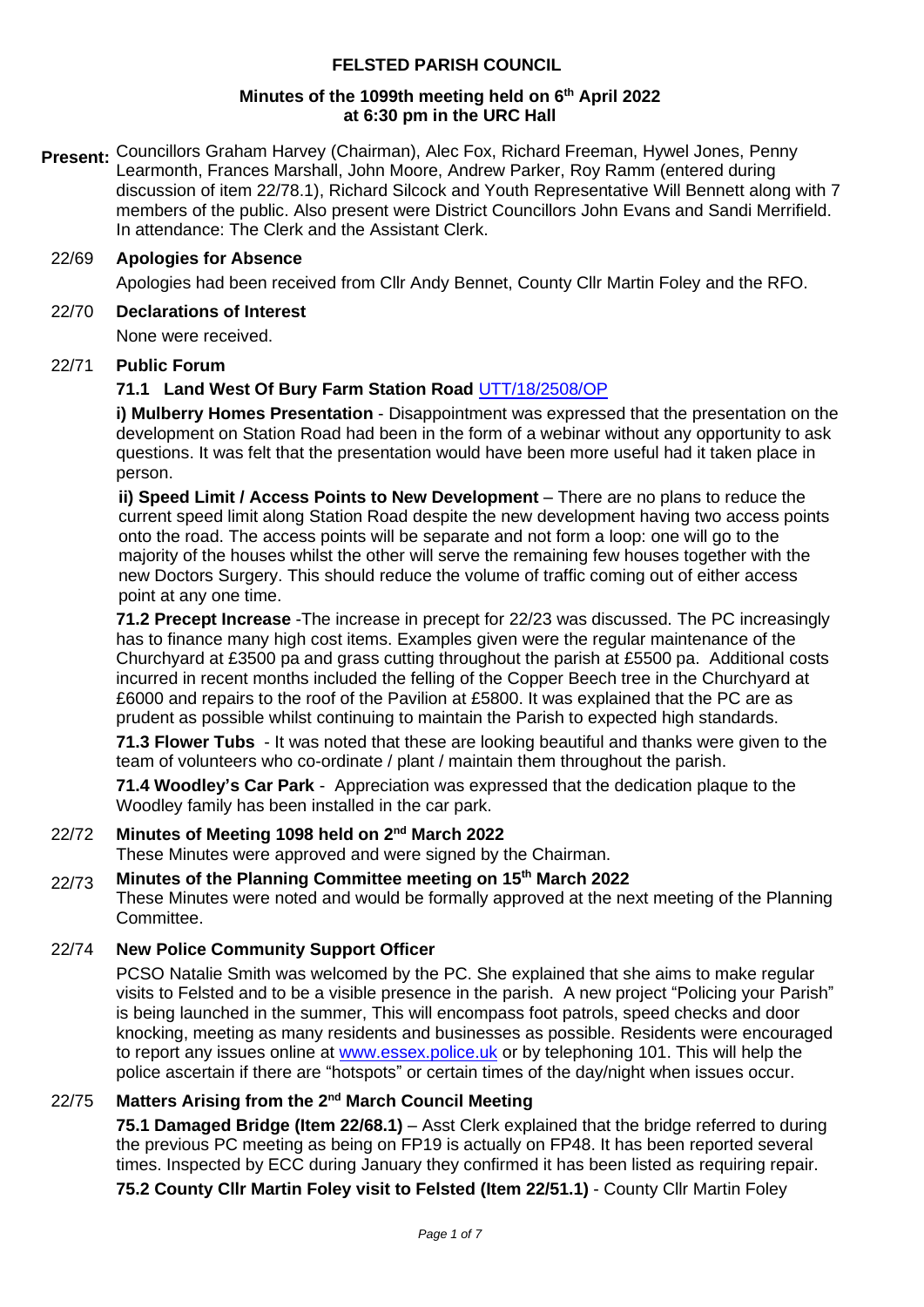# FELSTED PARISH COUNCIL

## Minutes of the 1099th meeting held on 6th April 2022 at 6:30 pm in the URC Hall

**Present:** Councillors Graham Harvey (Chairman), Alec Fox, Richard Freeman, Hywel Jones, Penny Learmonth, Frances Marshall, John Moore, Andrew Parker, Roy Ramm (entered during discussion of item 22/78.1), Richard Silcock and Youth Representative Will Bennett along with 7 members of the public. Also present were District Councillors John Evans and Sandi Merrifield. In attendance: The Clerk and the Assistant Clerk.

### 22/69 Apologies for Absence

Apologies had been received from Cllr Andy Bennet, County Cllr Martin Foley and the RFO.

### 22/70 Declarations of Interest

None were received.

### 22/71 Public Forum

**71.1 Land West Of Bury Farm Station Road** UTT/18/2508/OP

**i) Mulberry Homes Presentation** - Disappointment was expressed that the presentation on the development on Station Road had been in the form of a webinar without any opportunity to ask questions. It was felt that the presentation would have been more useful had it taken place in person.

**ii) Speed Limit / Access Points to New Development** – There are no plans to reduce the current speed limit along Station Road despite the new development having two access points onto the road. The access points will be separate and not form a loop: one will go to the majority of the houses whilst the other will serve the remaining few houses together with the new Doctors Surgery. This should reduce the volume of traffic coming out of either access point at any one time.

**71.2 Precept Increase** -The increase in precept for 22/23 was discussed. The PC increasingly has to finance many high cost items. Examples given were the regular maintenance of the Churchyard at £3500 pa and grass cutting throughout the parish at £5500 pa. Additional costs incurred in recent months included the felling of the Copper Beech tree in the Churchyard at £6000 and repairs to the roof of the Pavilion at £5800. It was explained that the PC are as prudent as possible whilst continuing to maintain the Parish to expected high standards.

**71.3 Flower Tubs** - It was noted that these are looking beautiful and thanks were given to the team of volunteers who co-ordinate / plant / maintain them throughout the parish.

**71.4 Woodley's Car Park** - Appreciation was expressed that the dedication plaque to the Woodley family has been installed in the car park.

### 22/72 Minutes of Meeting 1098 held on 2nd March 2022

These Minutes were approved and were signed by the Chairman.

### 22/73 Minutes of the Planning Committee meeting on 15th March 2022

These Minutes were noted and would be formally approved at the next meeting of the Planning Committee.

### 22/74 New Police Community Support Officer

PCSO Natalie Smith was welcomed by the PC. She explained that she aims to make regular visits to Felsted and to be a visible presence in the parish. A new project "Policing your Parish" is being launched in the summer, This will encompass foot patrols, speed checks and door knocking, meeting as many residents and businesses as possible. Residents were encouraged to report any issues online at www.essex.police.uk or by telephoning 101. This will help the police ascertain if there are "hotspots" or certain times of the day/night when issues occur.

### 22/75 Matters Arising from the 2nd March Council Meeting

**75.1 Damaged Bridge (Item 22/68.1)** – Asst Clerk explained that the bridge referred to during the previous PC meeting as being on FP19 is actually on FP48. It has been reported several times. Inspected by ECC during January they confirmed it has been listed as requiring repair.

**75.2 County Cllr Martin Foley visit to Felsted (Item 22/51.1)** - County Cllr Martin Foley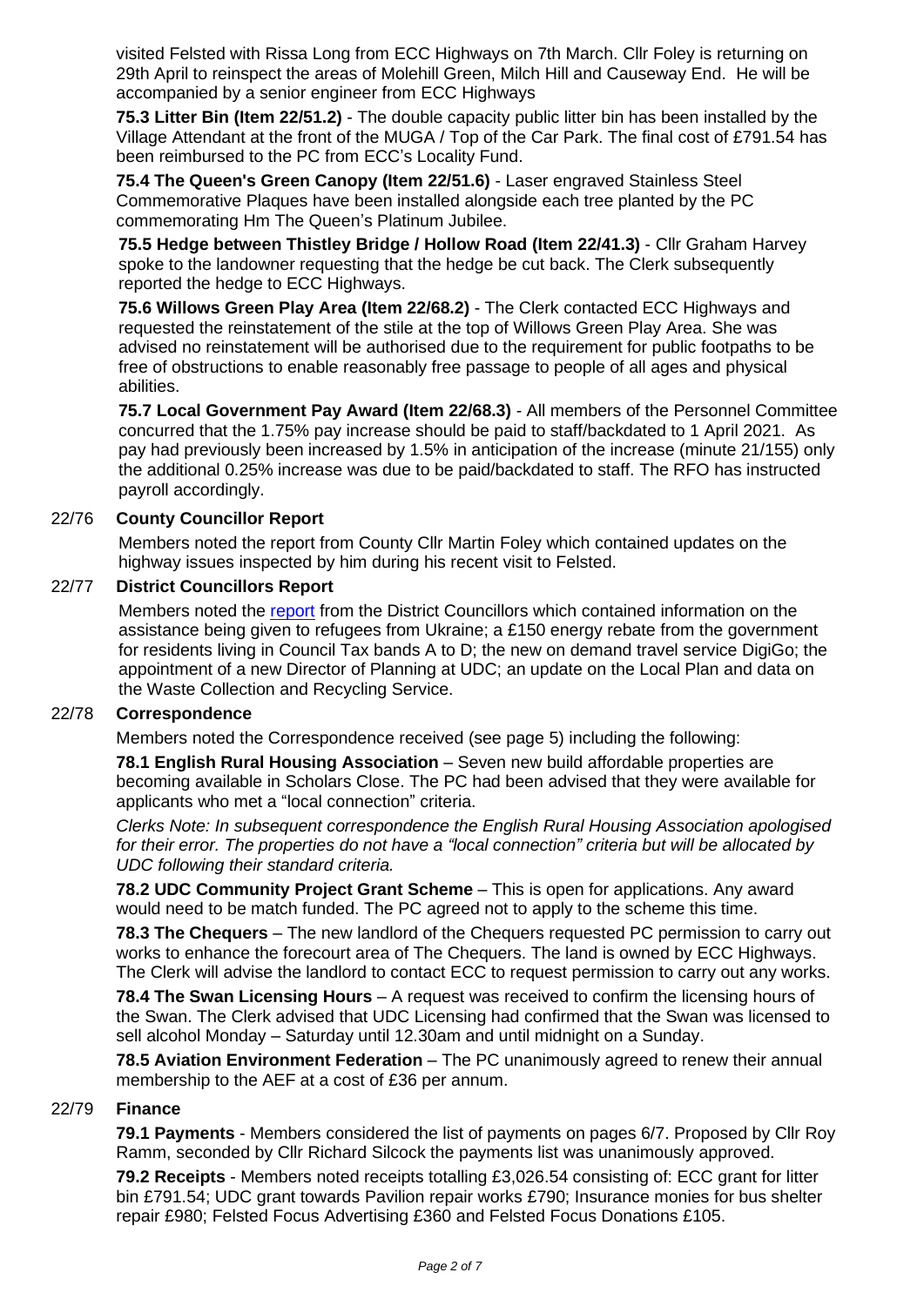visited Felsted with Rissa Long from ECC Highways on 7th March. Cllr Foley is returning on 29th April to reinspect the areas of Molehill Green, Milch Hill and Causeway End. He will be accompanied by a senior engineer from ECC Highways

**75.3 Litter Bin (Item 22/51.2)** - The double capacity public litter bin has been installed by the Village Attendant at the front of the MUGA / Top of the Car Park. The final cost of £791.54 has been reimbursed to the PC from ECC's Locality Fund.

**75.4 The Queen's Green Canopy (Item 22/51.6)** - Laser engraved Stainless Steel Commemorative Plaques have been installed alongside each tree planted by the PC commemorating Hm The Queen's Platinum Jubilee.

**75.5 Hedge between Thistley Bridge / Hollow Road (Item 22/41.3)** - Cllr Graham Harvey spoke to the landowner requesting that the hedge be cut back. The Clerk subsequently reported the hedge to ECC Highways.

**75.6 Willows Green Play Area (Item 22/68.2)** - The Clerk contacted ECC Highways and requested the reinstatement of the stile at the top of Willows Green Play Area. She was advised no reinstatement will be authorised due to the requirement for public footpaths to be free of obstructions to enable reasonably free passage to people of all ages and physical abilities.

**75.7 Local Government Pay Award (Item 22/68.3)** - All members of the Personnel Committee concurred that the 1.75% pay increase should be paid to staff/backdated to 1 April 2021. As pay had previously been increased by 1.5% in anticipation of the increase (minute 21/155) only the additional 0.25% increase was due to be paid/backdated to staff. The RFO has instructed payroll accordingly.

## 22/76 County Councillor Report

Members noted the report from County Cllr Martin Foley which contained updates on the highway issues inspected by him during his recent visit to Felsted.

## 22/77 District Councillors Report

Members noted the report from the District Councillors which contained information on the assistance being given to refugees from Ukraine; a £150 energy rebate from the government for residents living in Council Tax bands A to D; the new on demand travel service DigiGo; the appointment of a new Director of Planning at UDC; an update on the Local Plan and data on the Waste Collection and Recycling Service.

## 22/78 Correspondence

Members noted the Correspondence received (see page 5) including the following:

**78.1 English Rural Housing Association** – Seven new build affordable properties are becoming available in Scholars Close. The PC had been advised that they were available for applicants who met a "local connection" criteria.

*Clerks Note: In subsequent correspondence the English Rural Housing Association apologised for their error. The properties do not have a "local connection" criteria but will be allocated by UDC following their standard criteria.*

**78.2 UDC Community Project Grant Scheme** – This is open for applications. Any award would need to be match funded. The PC agreed not to apply to the scheme this time.

**78.3 The Chequers** – The new landlord of the Chequers requested PC permission to carry out works to enhance the forecourt area of The Chequers. The land is owned by ECC Highways. The Clerk will advise the landlord to contact ECC to request permission to carry out any works.

**78.4 The Swan Licensing Hours** – A request was received to confirm the licensing hours of the Swan. The Clerk advised that UDC Licensing had confirmed that the Swan was licensed to sell alcohol Monday – Saturday until 12.30am and until midnight on a Sunday.

**78.5 Aviation Environment Federation** – The PC unanimously agreed to renew their annual membership to the AEF at a cost of £36 per annum.

## 22/79 Finance

**79.1 Payments** - Members considered the list of payments on pages 6/7. Proposed by Cllr Roy Ramm, seconded by Cllr Richard Silcock the payments list was unanimously approved.

**79.2 Receipts** - Members noted receipts totalling £3,026.54 consisting of: ECC grant for litter bin £791.54; UDC grant towards Pavilion repair works £790; Insurance monies for bus shelter repair £980; Felsted Focus Advertising £360 and Felsted Focus Donations £105.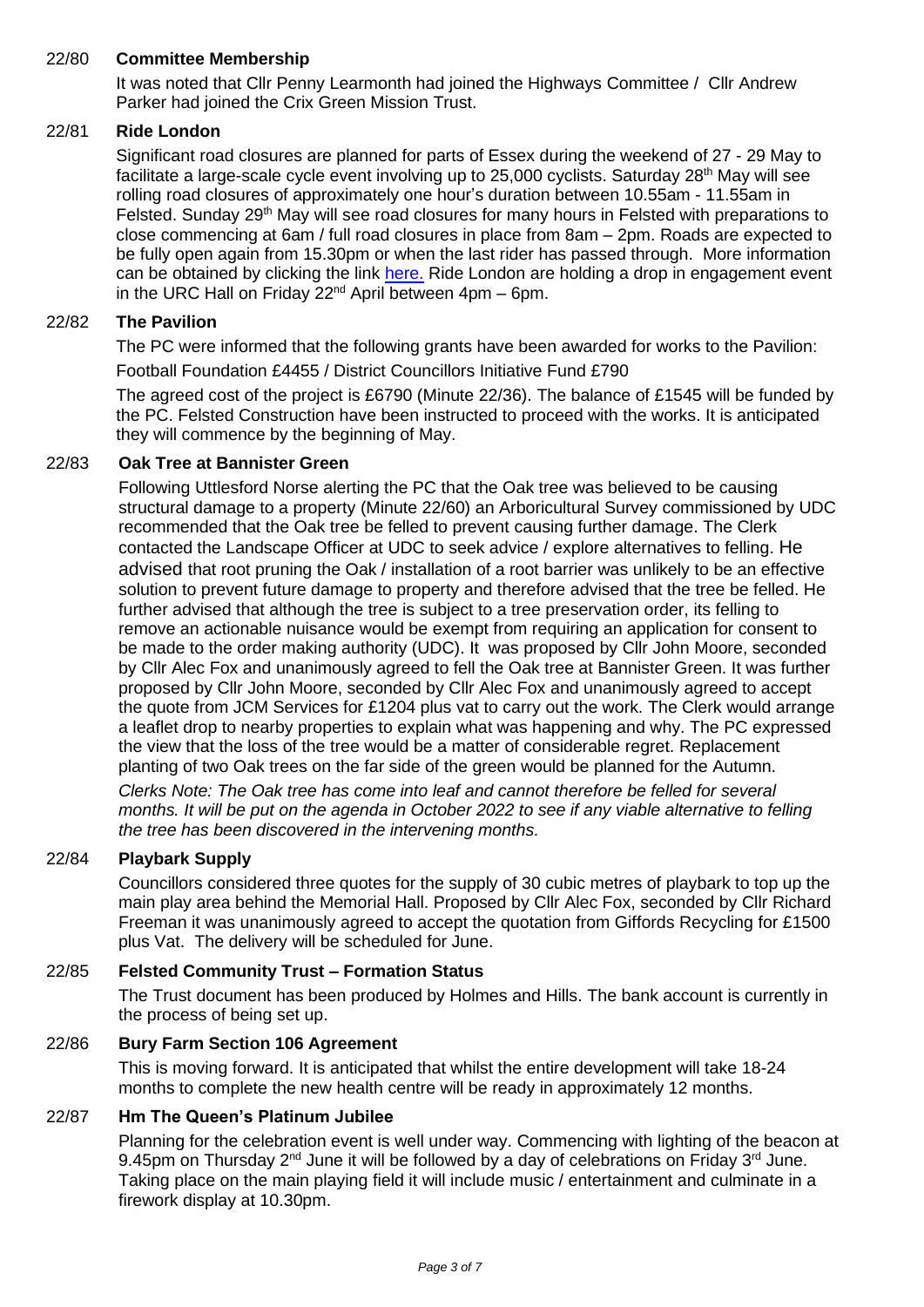### 22/80 **Committee Membership**

It was noted that Cllr Penny Learmonth had joined the Highways Committee / Cllr Andrew Parker had joined the Crix Green Mission Trust.

### 22/81 **Ride London**

Significant road closures are planned for parts of Essex during the weekend of 27 - 29 May to facilitate a large-scale cycle event involving up to 25,000 cyclists. Saturday 28th May will see rolling road closures of approximately one hour's duration between 10.55am - 11.55am in Felsted. Sunday 29th May will see road closures for many hours in Felsted with preparations to close commencing at 6am / full road closures in place from 8am – 2pm. Roads are expected to be fully open again from 15.30pm or when the last rider has passed through. More information can be obtained by clicking the link here. Ride London are holding a drop in engagement event in the URC Hall on Friday 22nd April between 4pm – 6pm.

### 22/82 **The Pavilion**

The PC were informed that the following grants have been awarded for works to the Pavilion:

Football Foundation £4455 / District Councillors Initiative Fund £790

The agreed cost of the project is £6790 (Minute 22/36). The balance of £1545 will be funded by the PC. Felsted Construction have been instructed to proceed with the works. It is anticipated they will commence by the beginning of May.

### 22/83 **Oak Tree at Bannister Green**

Following Uttlesford Norse alerting the PC that the Oak tree was believed to be causing structural damage to a property (Minute 22/60) an Arboricultural Survey commissioned by UDC recommended that the Oak tree be felled to prevent causing further damage. The Clerk contacted the Landscape Officer at UDC to seek advice / explore alternatives to felling. He advised that root pruning the Oak / installation of a root barrier was unlikely to be an effective solution to prevent future damage to property and therefore advised that the tree be felled. He further advised that although the tree is subject to a tree preservation order, its felling to remove an actionable nuisance would be exempt from requiring an application for consent to be made to the order making authority (UDC). It was proposed by Cllr John Moore, seconded by Cllr Alec Fox and unanimously agreed to fell the Oak tree at Bannister Green. It was further proposed by Cllr John Moore, seconded by Cllr Alec Fox and unanimously agreed to accept the quote from JCM Services for £1204 plus vat to carry out the work. The Clerk would arrange a leaflet drop to nearby properties to explain what was happening and why. The PC expressed the view that the loss of the tree would be a matter of considerable regret. Replacement planting of two Oak trees on the far side of the green would be planned for the Autumn.

*Clerks Note: The Oak tree has come into leaf and cannot therefore be felled for several months. It will be put on the agenda in October 2022 to see if any viable alternative to felling the tree has been discovered in the intervening months.*

### 22/84 **Playbark Supply**

Councillors considered three quotes for the supply of 30 cubic metres of playbark to top up the main play area behind the Memorial Hall. Proposed by Cllr Alec Fox, seconded by Cllr Richard Freeman it was unanimously agreed to accept the quotation from Giffords Recycling for £1500 plus Vat. The delivery will be scheduled for June.

### 22/85 **Felsted Community Trust – Formation Status**

The Trust document has been produced by Holmes and Hills. The bank account is currently in the process of being set up.

### 22/86 **Bury Farm Section 106 Agreement**

This is moving forward. It is anticipated that whilst the entire development will take 18-24 months to complete the new health centre will be ready in approximately 12 months.

### 22/87 **Hm The Queen's Platinum Jubilee**

Planning for the celebration event is well under way. Commencing with lighting of the beacon at 9.45pm on Thursday 2nd June it will be followed by a day of celebrations on Friday 3rd June. Taking place on the main playing field it will include music / entertainment and culminate in a firework display at 10.30pm.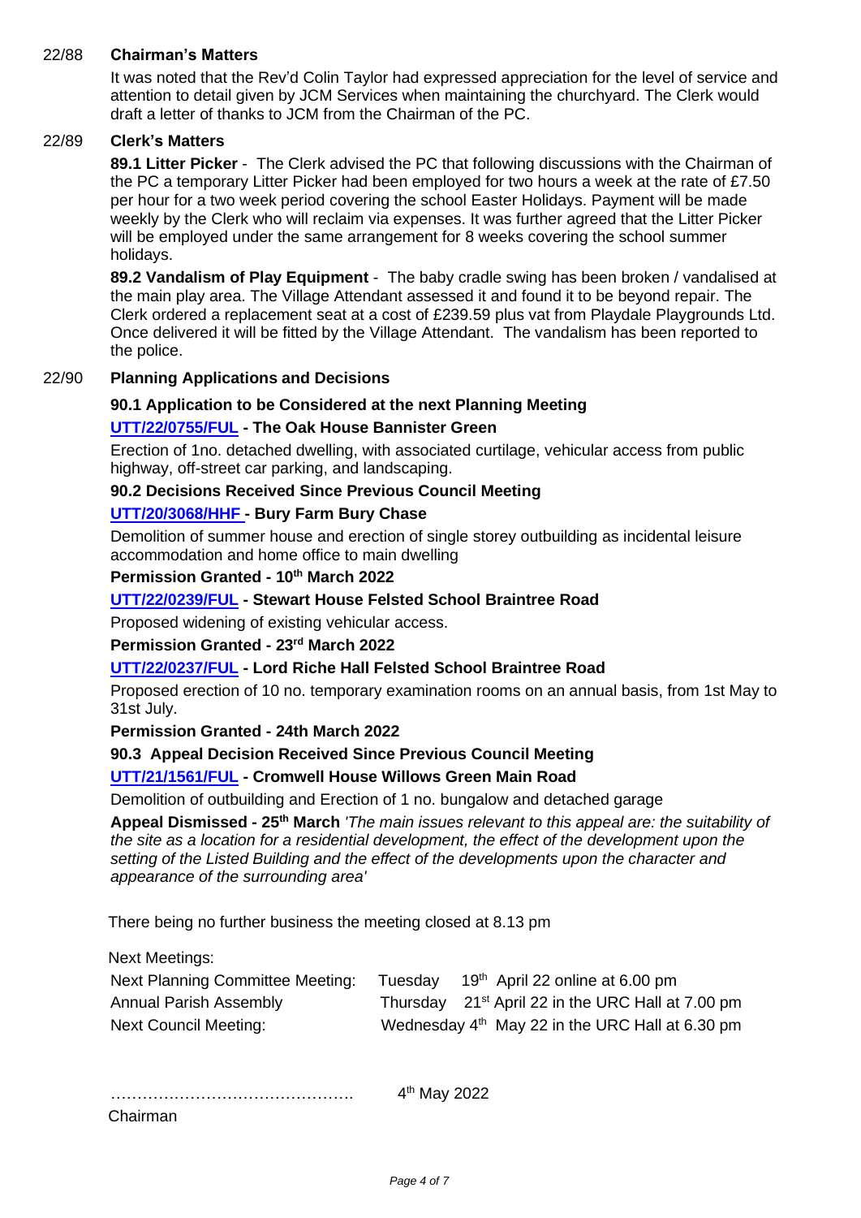**22/88 Chairman's Matters**

It was noted that the Rev'd Colin Taylor had expressed appreciation for the level of service and attention to detail given by JCM Services when maintaining the churchyard. The Clerk would draft a letter of thanks to JCM from the Chairman of the PC.

**22/89 Clerk's Matters**

**89.1 Litter Picker** - The Clerk advised the PC that following discussions with the Chairman of the PC a temporary Litter Picker had been employed for two hours a week at the rate of £7.50 per hour for a two week period covering the school Easter Holidays. Payment will be made weekly by the Clerk who will reclaim via expenses. It was further agreed that the Litter Picker will be employed under the same arrangement for 8 weeks covering the school summer holidays.

**89.2 Vandalism of Play Equipment** - The baby cradle swing has been broken / vandalised at the main play area. The Village Attendant assessed it and found it to be beyond repair. The Clerk ordered a replacement seat at a cost of £239.59 plus vat from Playdale Playgrounds Ltd. Once delivered it will be fitted by the Village Attendant. The vandalism has been reported to the police.

**22/90 Planning Applications and Decisions**

**90.1 Application to be Considered at the next Planning Meeting**

**UTT/22/0755/FUL - The Oak House Bannister Green**

Erection of 1no. detached dwelling, with associated curtilage, vehicular access from public highway, off-street car parking, and landscaping.

**90.2 Decisions Received Since Previous Council Meeting**

**UTT/20/3068/HHF - Bury Farm Bury Chase**

Demolition of summer house and erection of single storey outbuilding as incidental leisure accommodation and home office to main dwelling

**Permission Granted - 10th March 2022**

**UTT/22/0239/FUL - Stewart House Felsted School Braintree Road**

Proposed widening of existing vehicular access.

**Permission Granted - 23rd March 2022**

**UTT/22/0237/FUL - Lord Riche Hall Felsted School Braintree Road**

Proposed erection of 10 no. temporary examination rooms on an annual basis, from 1st May to 31st July.

**Permission Granted - 24th March 2022**

**90.3 Appeal Decision Received Since Previous Council Meeting**

**UTT/21/1561/FUL - Cromwell House Willows Green Main Road**

Demolition of outbuilding and Erection of 1 no. bungalow and detached garage

**Appeal Dismissed - 25th March** *'The main issues relevant to this appeal are: the suitability of the site as a location for a residential development, the effect of the development upon the setting of the Listed Building and the effect of the developments upon the character and appearance of the surrounding area'*

There being no further business the meeting closed at 8.13 pm

Next Meetings:

| | |
|---|---|
| Next Planning Committee Meeting: | Tuesday 19th April 22 online at 6.00 pm |
| Annual Parish Assembly | Thursday 21st April 22 in the URC Hall at 7.00 pm |
| Next Council Meeting: | Wednesday 4th May 22 in the URC Hall at 6.30 pm |

………………………………………. 4th May 2022

Chairman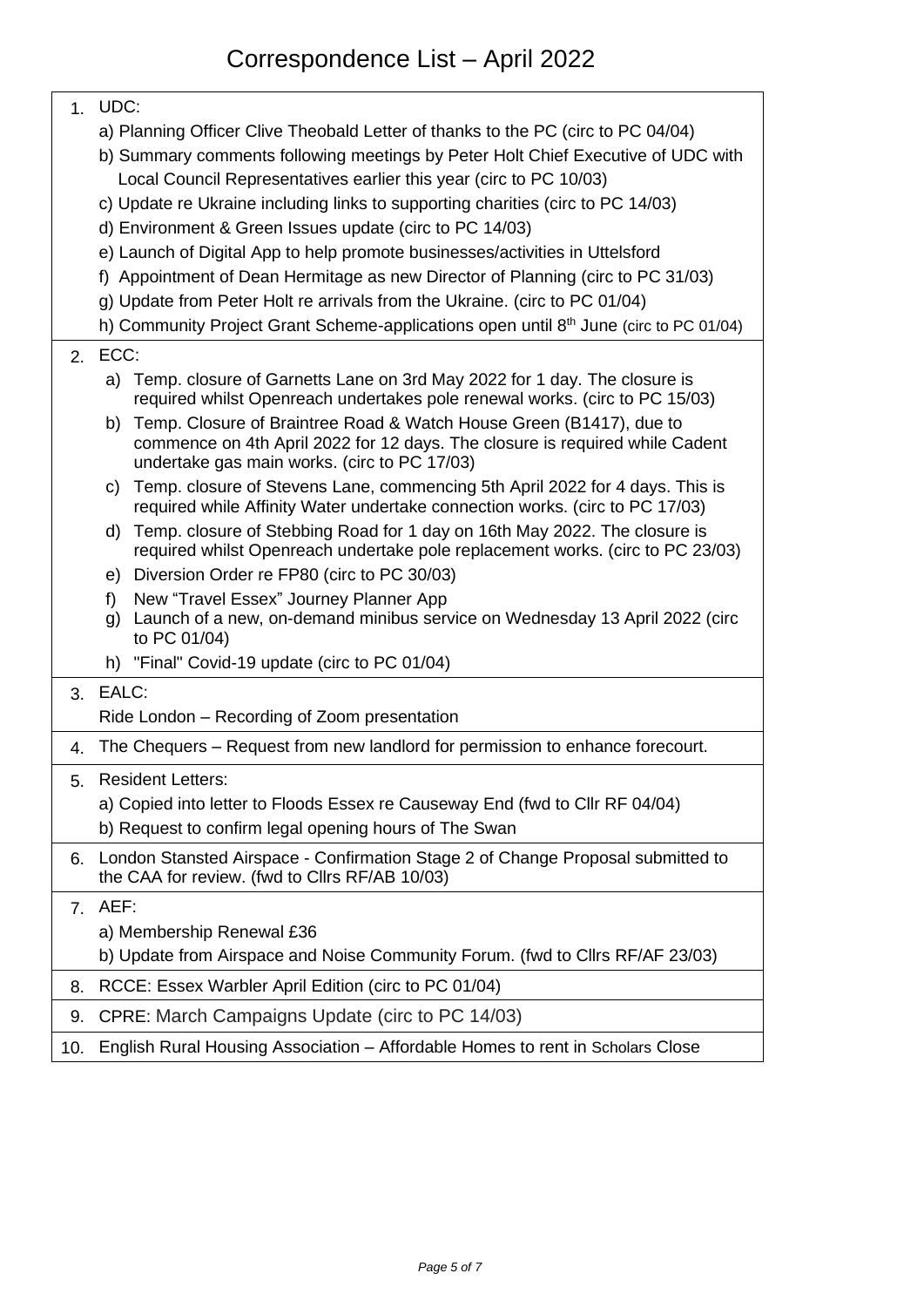# Correspondence List – April 2022

| | |
|---|---|
| 1. | UDC:<br>a) Planning Officer Clive Theobald Letter of thanks to the PC (circ to PC 04/04)<br>b) Summary comments following meetings by Peter Holt Chief Executive of UDC with Local Council Representatives earlier this year (circ to PC 10/03)<br>c) Update re Ukraine including links to supporting charities (circ to PC 14/03)<br>d) Environment & Green Issues update (circ to PC 14/03)<br>e) Launch of Digital App to help promote businesses/activities in Uttelsford<br>f) Appointment of Dean Hermitage as new Director of Planning (circ to PC 31/03)<br>g) Update from Peter Holt re arrivals from the Ukraine. (circ to PC 01/04)<br>h) Community Project Grant Scheme-applications open until 8th June (circ to PC 01/04) |
| 2. | ECC:<br>a) Temp. closure of Garnetts Lane on 3rd May 2022 for 1 day. The closure is required whilst Openreach undertakes pole renewal works. (circ to PC 15/03)<br>b) Temp. Closure of Braintree Road & Watch House Green (B1417), due to commence on 4th April 2022 for 12 days. The closure is required while Cadent undertake gas main works. (circ to PC 17/03)<br>c) Temp. closure of Stevens Lane, commencing 5th April 2022 for 4 days. This is required while Affinity Water undertake connection works. (circ to PC 17/03)<br>d) Temp. closure of Stebbing Road for 1 day on 16th May 2022. The closure is required whilst Openreach undertake pole replacement works. (circ to PC 23/03)<br>e) Diversion Order re FP80 (circ to PC 30/03)<br>f) New "Travel Essex" Journey Planner App<br>g) Launch of a new, on-demand minibus service on Wednesday 13 April 2022 (circ to PC 01/04)<br>h) "Final" Covid-19 update (circ to PC 01/04) |
| 3. | EALC:<br>Ride London – Recording of Zoom presentation |
| 4. | The Chequers – Request from new landlord for permission to enhance forecourt. |
| 5. | Resident Letters:<br>a) Copied into letter to Floods Essex re Causeway End (fwd to Cllr RF 04/04)<br>b) Request to confirm legal opening hours of The Swan |
| 6. | London Stansted Airspace - Confirmation Stage 2 of Change Proposal submitted to the CAA for review. (fwd to Cllrs RF/AB 10/03) |
| 7. | AEF:<br>a) Membership Renewal £36<br>b) Update from Airspace and Noise Community Forum. (fwd to Cllrs RF/AF 23/03) |
| 8. | RCCE: Essex Warbler April Edition (circ to PC 01/04) |
| 9. | CPRE: March Campaigns Update (circ to PC 14/03) |
| 10. | English Rural Housing Association – Affordable Homes to rent in Scholars Close |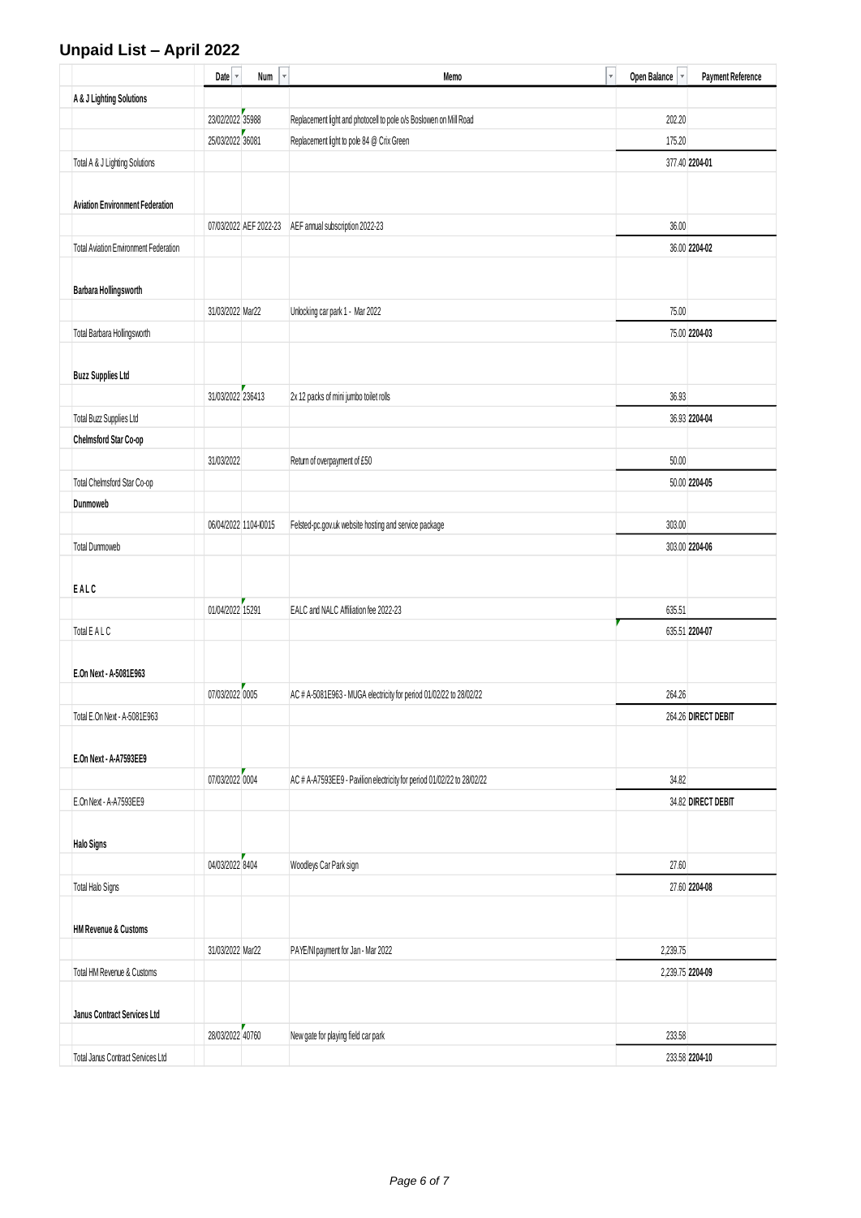# Unpaid List – April 2022

| | Date | Num | Memo | Open Balance | Payment Reference |
|---|---|---|---|---|---|
| **A & J Lighting Solutions** | | | | | |
| | 23/02/2022 | 35988 | Replacement light and photocell to pole o/s Boslowen on Mill Road | 202.20 | |
| | 25/03/2022 | 36081 | Replacement light to pole 84 @ Crix Green | 175.20 | |
| Total A & J Lighting Solutions | | | | 377.40 | **2204-01** |
| **Aviation Environment Federation** | | | | | |
| | 07/03/2022 | AEF 2022-23 | AEF annual subscription 2022-23 | 36.00 | |
| Total Aviation Environment Federation | | | | 36.00 | **2204-02** |
| **Barbara Hollingsworth** | | | | | |
| | 31/03/2022 | Mar22 | Unlocking car park 1 - Mar 2022 | 75.00 | |
| Total Barbara Hollingsworth | | | | 75.00 | **2204-03** |
| **Buzz Supplies Ltd** | | | | | |
| | 31/03/2022 | 236413 | 2x 12 packs of mini jumbo toilet rolls | 36.93 | |
| Total Buzz Supplies Ltd | | | | 36.93 | **2204-04** |
| **Chelmsford Star Co-op** | | | | | |
| | 31/03/2022 | | Return of overpayment of £50 | 50.00 | |
| Total Chelmsford Star Co-op | | | | 50.00 | **2204-05** |
| **Dunmoweb** | | | | | |
| | 06/04/2022 | 1104-I0015 | Felsted-pc.gov.uk website hosting and service package | 303.00 | |
| Total Dunmoweb | | | | 303.00 | **2204-06** |
| **E A L C** | | | | | |
| | 01/04/2022 | 15291 | EALC and NALC Affiliation fee 2022-23 | 635.51 | |
| Total E A L C | | | | 635.51 | **2204-07** |
| **E.On Next - A-5081E963** | | | | | |
| | 07/03/2022 | 0005 | AC # A-5081E963 - MUGA electricity for period 01/02/22 to 28/02/22 | 264.26 | |
| Total E.On Next - A-5081E963 | | | | 264.26 | **DIRECT DEBIT** |
| **E.On Next - A-A7593EE9** | | | | | |
| | 07/03/2022 | 0004 | AC # A-A7593EE9 - Pavilion electricity for period 01/02/22 to 28/02/22 | 34.82 | |
| E.On Next - A-A7593EE9 | | | | 34.82 | **DIRECT DEBIT** |
| **Halo Signs** | | | | | |
| | 04/03/2022 | 8404 | Woodleys Car Park sign | 27.60 | |
| Total Halo Signs | | | | 27.60 | **2204-08** |
| **HM Revenue & Customs** | | | | | |
| | 31/03/2022 | Mar22 | PAYE/NI payment for Jan - Mar 2022 | 2,239.75 | |
| Total HM Revenue & Customs | | | | 2,239.75 | **2204-09** |
| **Janus Contract Services Ltd** | | | | | |
| | 28/03/2022 | 40760 | New gate for playing field car park | 233.58 | |
| Total Janus Contract Services Ltd | | | | 233.58 | **2204-10** |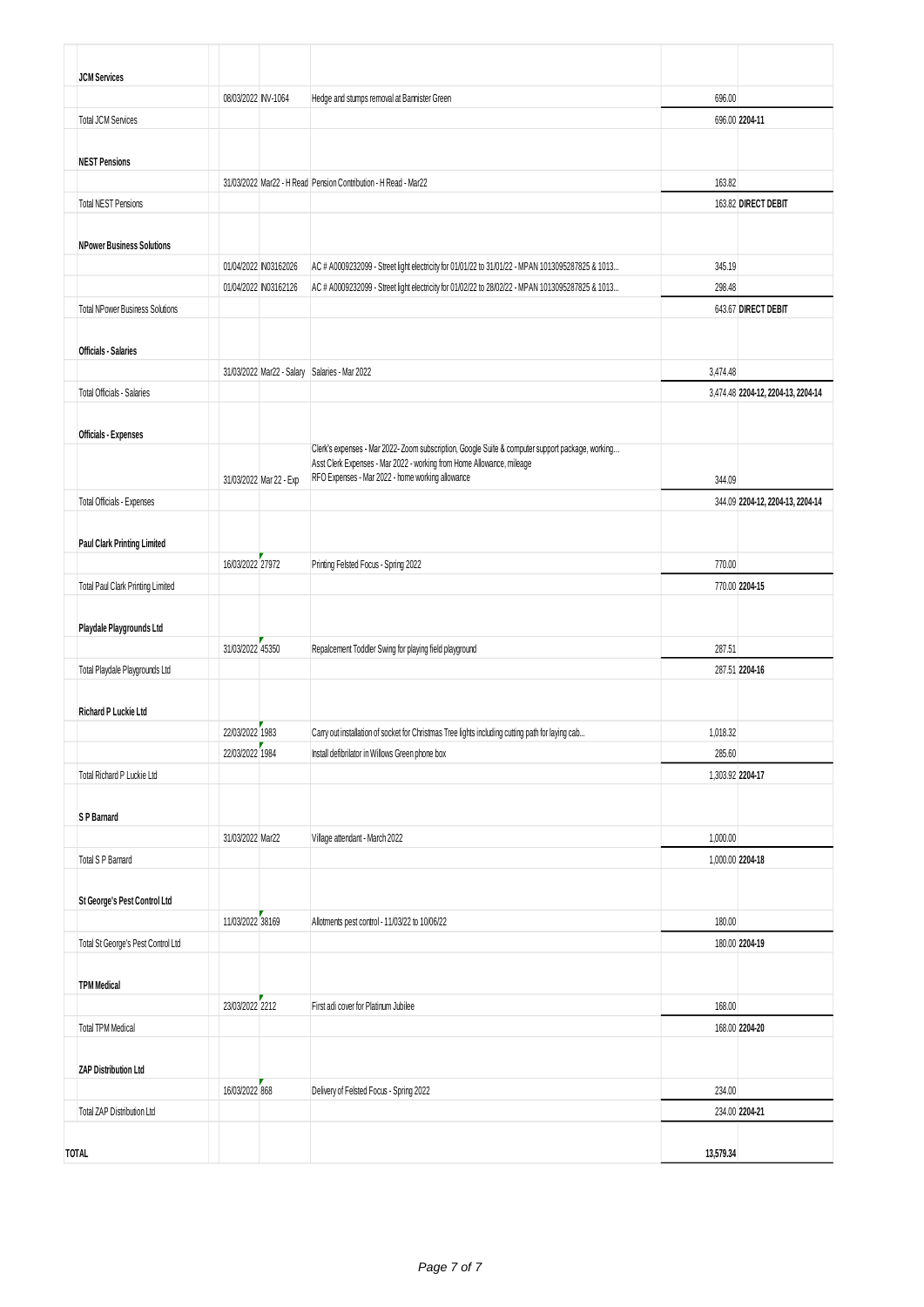| | | | | | |
|---|---|---|---|---|---|
| **JCM Services** | | | | | |
| | 08/03/2022 | INV-1064 | Hedge and stumps removal at Bannister Green | 696.00 | |
| Total JCM Services | | | | 696.00 | **2204-11** |
| **NEST Pensions** | | | | | |
| | 31/03/2022 | Mar22 - H Read | Pension Contribution - H Read - Mar22 | 163.82 | |
| Total NEST Pensions | | | | 163.82 | **DIRECT DEBIT** |
| **NPower Business Solutions** | | | | | |
| | 01/04/2022 | IN03162026 | AC # A0009232099 - Street light electricity for 01/01/22 to 31/01/22 - MPAN 1013095287825 & 1013... | 345.19 | |
| | 01/04/2022 | IN03162126 | AC # A0009232099 - Street light electricity for 01/02/22 to 28/02/22 - MPAN 1013095287825 & 1013... | 298.48 | |
| Total NPower Business Solutions | | | | 643.67 | **DIRECT DEBIT** |
| **Officials - Salaries** | | | | | |
| | 31/03/2022 | Mar22 - Salary | Salaries - Mar 2022 | 3,474.48 | |
| Total Officials - Salaries | | | | 3,474.48 | **2204-12, 2204-13, 2204-14** |
| **Officials - Expenses** | | | | | |
| | 31/03/2022 | Mar 22 - Exp | Clerk's expenses - Mar 2022- Zoom subscription, Google Suite & computer support package, working... Asst Clerk Expenses - Mar 2022 - working from Home Allowance, mileage RFO Expenses - Mar 2022 - home working allowance | 344.09 | |
| Total Officials - Expenses | | | | 344.09 | **2204-12, 2204-13, 2204-14** |
| **Paul Clark Printing Limited** | | | | | |
| | 16/03/2022 | 27972 | Printing Felsted Focus - Spring 2022 | 770.00 | |
| Total Paul Clark Printing Limited | | | | 770.00 | **2204-15** |
| **Playdale Playgrounds Ltd** | | | | | |
| | 31/03/2022 | 45350 | Repalcement Toddler Swing for playing field playground | 287.51 | |
| Total Playdale Playgrounds Ltd | | | | 287.51 | **2204-16** |
| **Richard P Luckie Ltd** | | | | | |
| | 22/03/2022 | 1983 | Carry out installation of socket for Christmas Tree lights including cutting path for laying cab... | 1,018.32 | |
| | 22/03/2022 | 1984 | Install defibrilator in Willows Green phone box | 285.60 | |
| Total Richard P Luckie Ltd | | | | 1,303.92 | **2204-17** |
| **S P Barnard** | | | | | |
| | 31/03/2022 | Mar22 | Village attendant - March 2022 | 1,000.00 | |
| Total S P Barnard | | | | 1,000.00 | **2204-18** |
| **St George's Pest Control Ltd** | | | | | |
| | 11/03/2022 | 38169 | Allotments pest control - 11/03/22 to 10/06/22 | 180.00 | |
| Total St George's Pest Control Ltd | | | | 180.00 | **2204-19** |
| **TPM Medical** | | | | | |
| | 23/03/2022 | 2212 | First adi cover for Platinum Jubilee | 168.00 | |
| Total TPM Medical | | | | 168.00 | **2204-20** |
| **ZAP Distribution Ltd** | | | | | |
| | 16/03/2022 | 868 | Delivery of Felsted Focus - Spring 2022 | 234.00 | |
| Total ZAP Distribution Ltd | | | | 234.00 | **2204-21** |
| **TOTAL** | | | | **13,579.34** | |